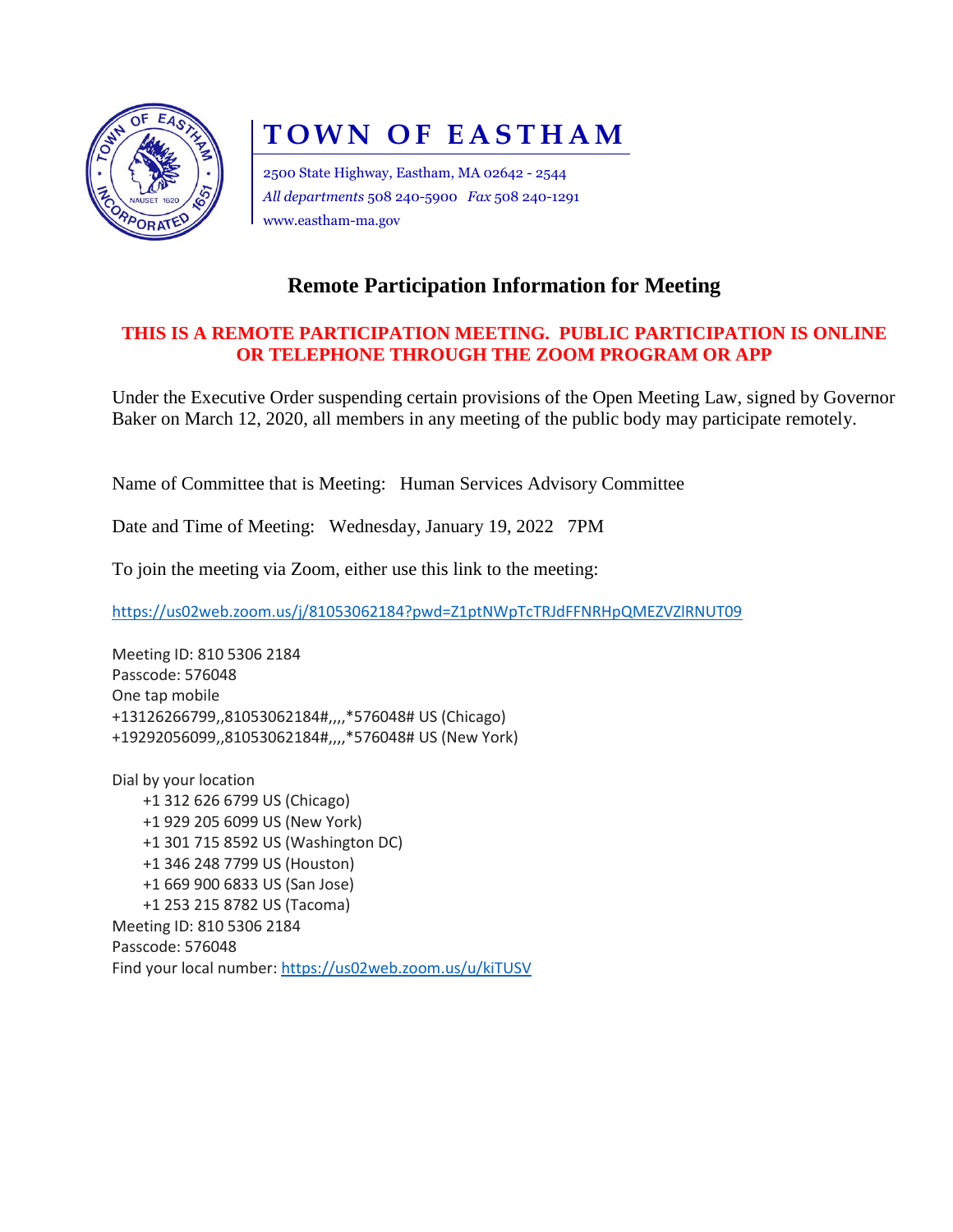# TOWN OF EASTHAM

2500 State Highway, Eastham, MA 02642 - 2544
*All departments* 508 240-5900 *Fax* 508 240-1291
www.eastham-ma.gov

## Remote Participation Information for Meeting

**THIS IS A REMOTE PARTICIPATION MEETING. PUBLIC PARTICIPATION IS ONLINE OR TELEPHONE THROUGH THE ZOOM PROGRAM OR APP**

Under the Executive Order suspending certain provisions of the Open Meeting Law, signed by Governor Baker on March 12, 2020, all members in any meeting of the public body may participate remotely.

Name of Committee that is Meeting: Human Services Advisory Committee

Date and Time of Meeting: Wednesday, January 19, 2022 7PM

To join the meeting via Zoom, either use this link to the meeting:

https://us02web.zoom.us/j/81053062184?pwd=Z1ptNWpTcTRJdFFNRHpQMEZVZlRNUT09

Meeting ID: 810 5306 2184
Passcode: 576048
One tap mobile
+13126266799,,81053062184#,,,,*576048# US (Chicago)
+19292056099,,81053062184#,,,,*576048# US (New York)

Dial by your location
+1 312 626 6799 US (Chicago)
+1 929 205 6099 US (New York)
+1 301 715 8592 US (Washington DC)
+1 346 248 7799 US (Houston)
+1 669 900 6833 US (San Jose)
+1 253 215 8782 US (Tacoma)
Meeting ID: 810 5306 2184
Passcode: 576048
Find your local number: https://us02web.zoom.us/u/kiTUSV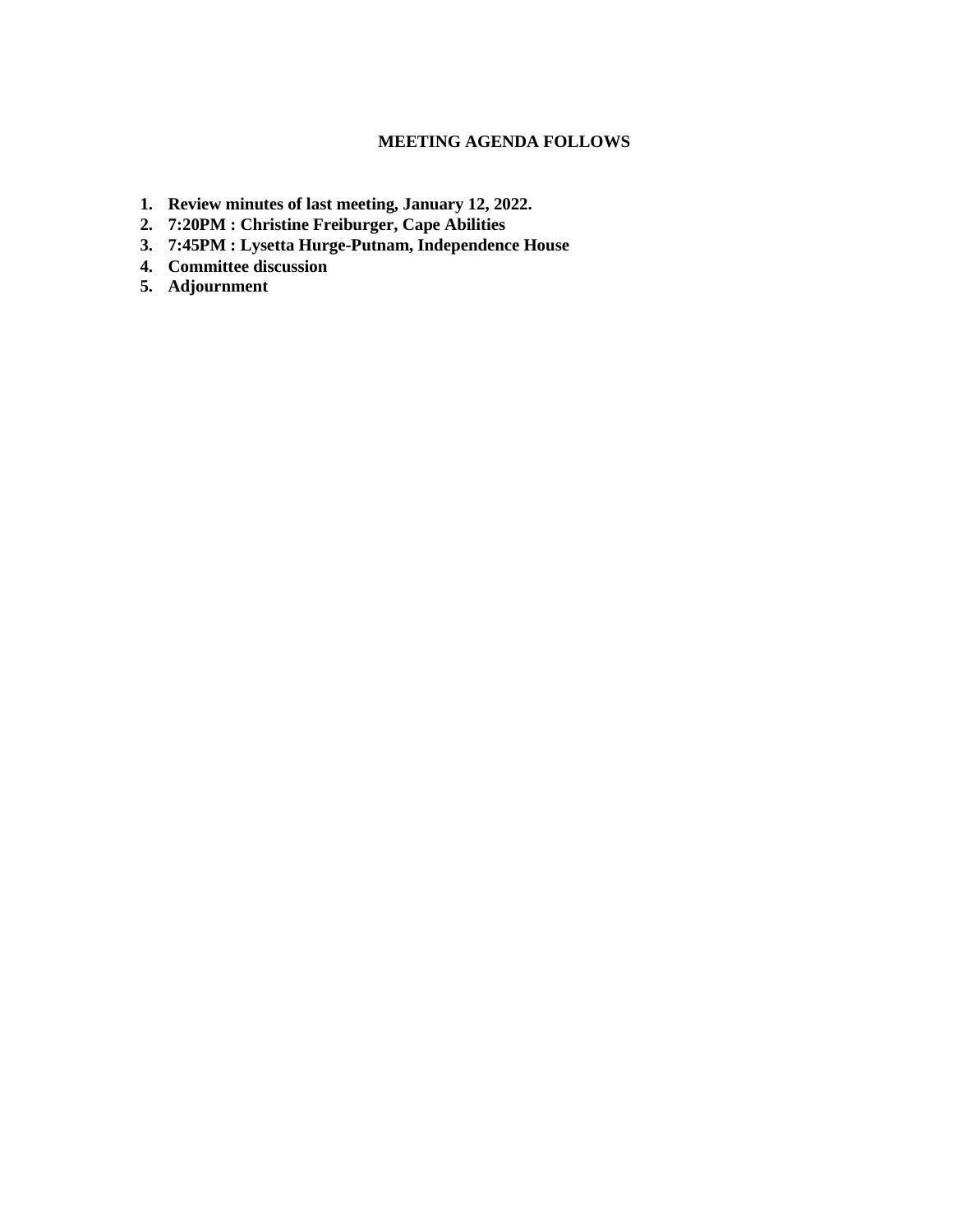**MEETING AGENDA FOLLOWS**

1. **Review minutes of last meeting, January 12, 2022.**
2. **7:20PM : Christine Freiburger, Cape Abilities**
3. **7:45PM : Lysetta Hurge-Putnam, Independence House**
4. **Committee discussion**
5. **Adjournment**